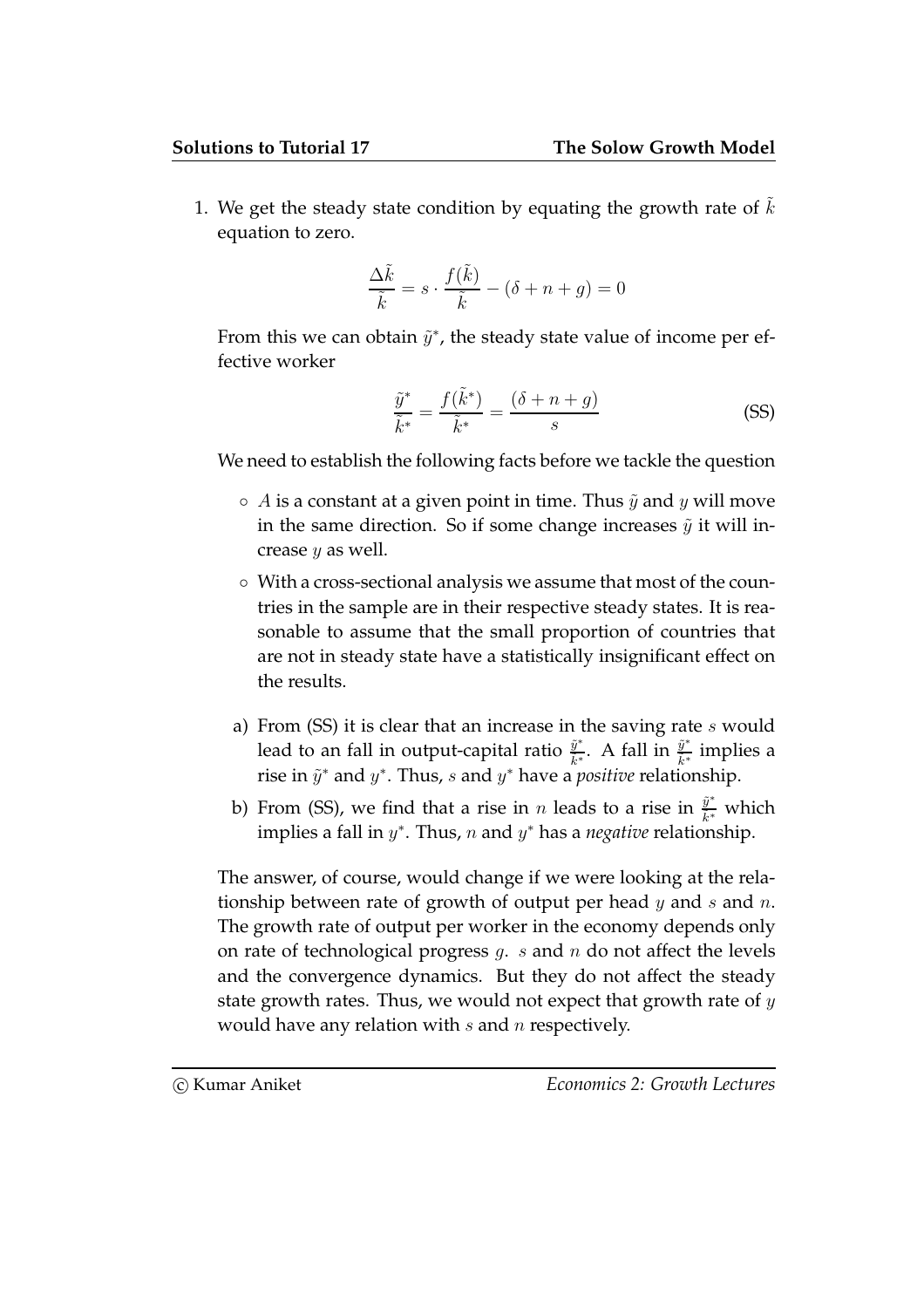1. We get the steady state condition by equating the growth rate of $\tilde{k}$ equation to zero.

$$\frac{\Delta \tilde{k}}{\tilde{k}} = s \cdot \frac{f(\tilde{k})}{\tilde{k}} - (\delta + n + g) = 0$$

From this we can obtain $\tilde{y}^*$, the steady state value of income per effective worker

$$\frac{\tilde{y}^*}{\tilde{k}^*} = \frac{f(\tilde{k}^*)}{\tilde{k}^*} = \frac{(\delta + n + g)}{s} \tag{SS}$$

We need to establish the following facts before we tackle the question

- $A$ is a constant at a given point in time. Thus $\tilde{y}$ and $y$ will move in the same direction. So if some change increases $\tilde{y}$ it will increase $y$ as well.
- With a cross-sectional analysis we assume that most of the countries in the sample are in their respective steady states. It is reasonable to assume that the small proportion of countries that are not in steady state have a statistically insignificant effect on the results.

a) From (SS) it is clear that an increase in the saving rate $s$ would lead to an fall in output-capital ratio $\frac{\tilde{y}^*}{\tilde{k}^*}$. A fall in $\frac{\tilde{y}^*}{\tilde{k}^*}$ implies a rise in $\tilde{y}^*$ and $y^*$. Thus, $s$ and $y^*$ have a *positive* relationship.

b) From (SS), we find that a rise in $n$ leads to a rise in $\frac{\tilde{y}^*}{\tilde{k}^*}$ which implies a fall in $y^*$. Thus, $n$ and $y^*$ has a *negative* relationship.

The answer, of course, would change if we were looking at the relationship between rate of growth of output per head $y$ and $s$ and $n$. The growth rate of output per worker in the economy depends only on rate of technological progress $g$. $s$ and $n$ do not affect the levels and the convergence dynamics. But they do not affect the steady state growth rates. Thus, we would not expect that growth rate of $y$ would have any relation with $s$ and $n$ respectively.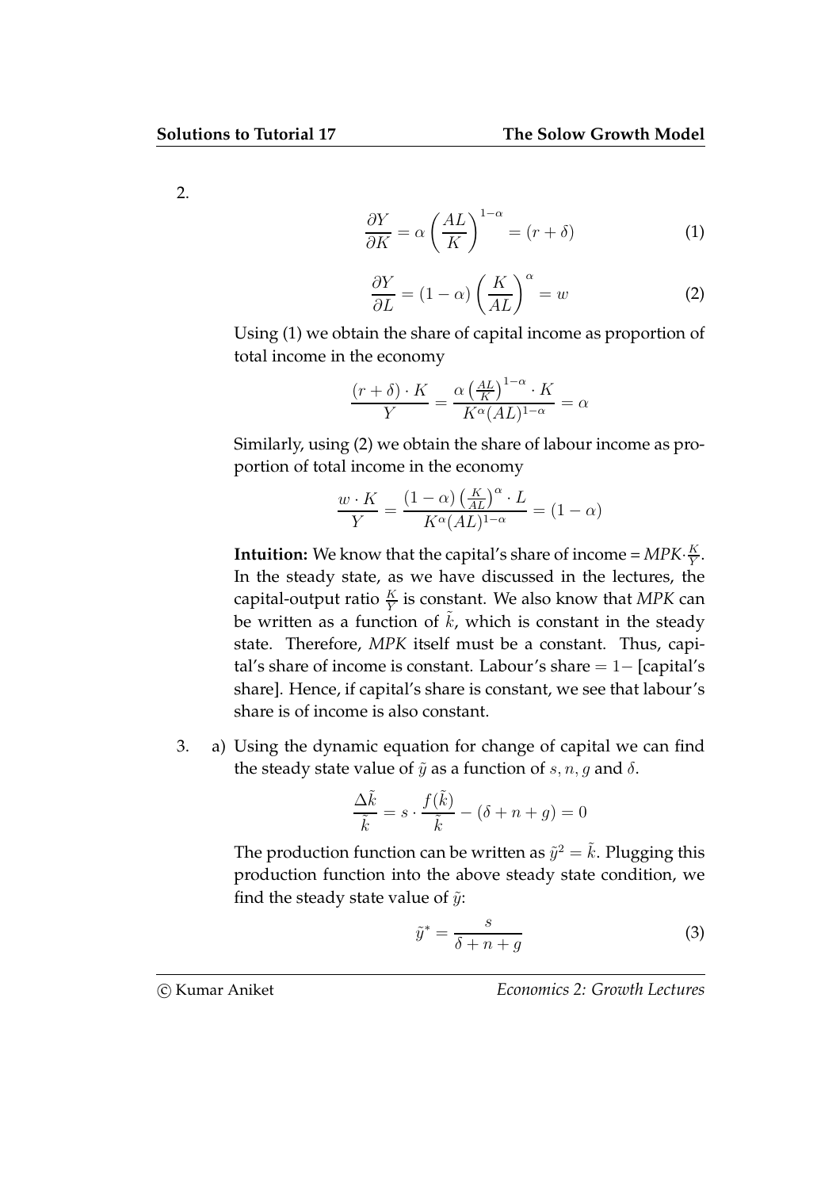2.

$$\frac{\partial Y}{\partial K} = \alpha \left(\frac{AL}{K}\right)^{1-\alpha} = (r + \delta) \tag{1}$$

$$\frac{\partial Y}{\partial L} = (1 - \alpha) \left(\frac{K}{AL}\right)^{\alpha} = w \tag{2}$$

Using (1) we obtain the share of capital income as proportion of total income in the economy

$$\frac{(r + \delta) \cdot K}{Y} = \frac{\alpha \left(\frac{AL}{K}\right)^{1-\alpha} \cdot K}{K^{\alpha}(AL)^{1-\alpha}} = \alpha$$

Similarly, using (2) we obtain the share of labour income as proportion of total income in the economy

$$\frac{w \cdot K}{Y} = \frac{(1 - \alpha) \left(\frac{K}{AL}\right)^{\alpha} \cdot L}{K^{\alpha}(AL)^{1-\alpha}} = (1 - \alpha)$$

**Intuition:** We know that the capital's share of income = *MPK*$\cdot \frac{K}{Y}$. In the steady state, as we have discussed in the lectures, the capital-output ratio $\frac{K}{Y}$ is constant. We also know that *MPK* can be written as a function of $\tilde{k}$, which is constant in the steady state. Therefore, *MPK* itself must be a constant. Thus, capital's share of income is constant. Labour's share $= 1-$ [capital's share]. Hence, if capital's share is constant, we see that labour's share is of income is also constant.

3. a) Using the dynamic equation for change of capital we can find the steady state value of $\tilde{y}$ as a function of $s, n, g$ and $\delta$.

$$\frac{\Delta \tilde{k}}{\tilde{k}} = s \cdot \frac{f(\tilde{k})}{\tilde{k}} - (\delta + n + g) = 0$$

The production function can be written as $\tilde{y}^2 = \tilde{k}$. Plugging this production function into the above steady state condition, we find the steady state value of $\tilde{y}$:

$$\tilde{y}^* = \frac{s}{\delta + n + g} \tag{3}$$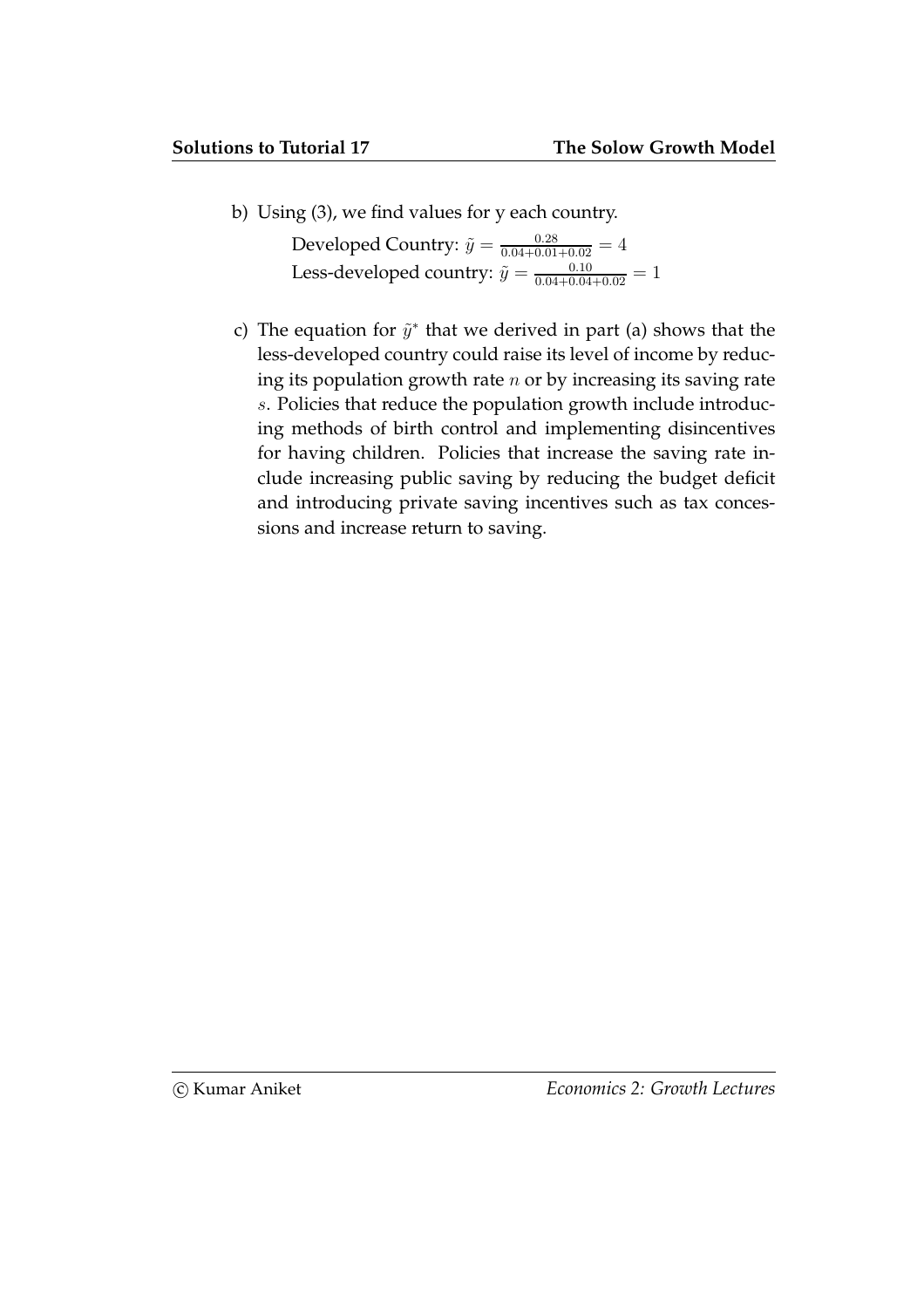b) Using (3), we find values for y each country.

Developed Country: $\tilde{y} = \frac{0.28}{0.04+0.01+0.02} = 4$
Less-developed country: $\tilde{y} = \frac{0.10}{0.04+0.04+0.02} = 1$

c) The equation for $\tilde{y}^*$ that we derived in part (a) shows that the less-developed country could raise its level of income by reducing its population growth rate $n$ or by increasing its saving rate $s$. Policies that reduce the population growth include introducing methods of birth control and implementing disincentives for having children. Policies that increase the saving rate include increasing public saving by reducing the budget deficit and introducing private saving incentives such as tax concessions and increase return to saving.